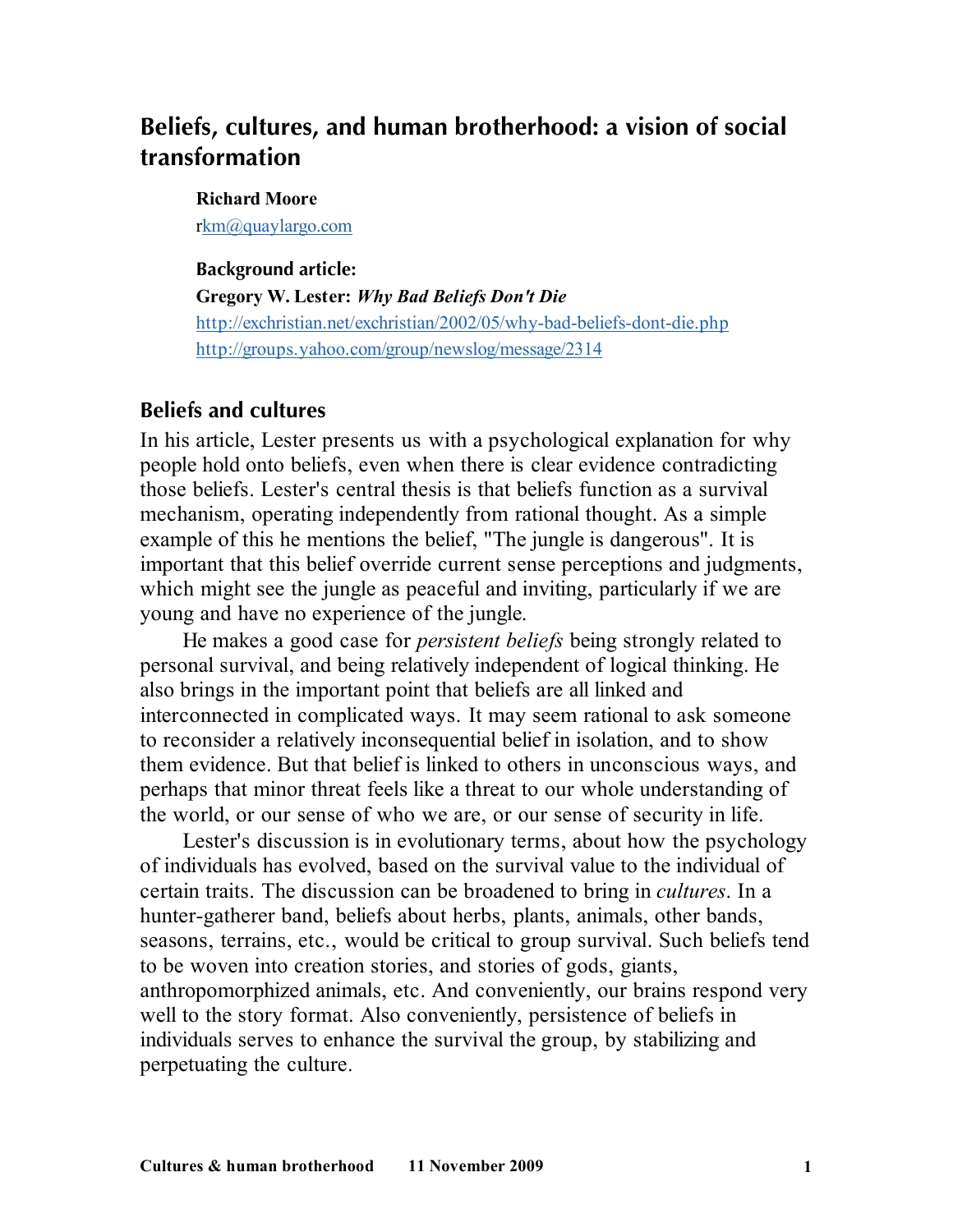# Beliefs, cultures, and human brotherhood: a vision of social transformation

**Richard Moore**
rkm@quaylargo.com

**Background article:**
**Gregory W. Lester:** ***Why Bad Beliefs Don't Die***
http://exchristian.net/exchristian/2002/05/why-bad-beliefs-dont-die.php
http://groups.yahoo.com/group/newslog/message/2314

## Beliefs and cultures

In his article, Lester presents us with a psychological explanation for why people hold onto beliefs, even when there is clear evidence contradicting those beliefs. Lester's central thesis is that beliefs function as a survival mechanism, operating independently from rational thought. As a simple example of this he mentions the belief, "The jungle is dangerous". It is important that this belief override current sense perceptions and judgments, which might see the jungle as peaceful and inviting, particularly if we are young and have no experience of the jungle.

He makes a good case for *persistent beliefs* being strongly related to personal survival, and being relatively independent of logical thinking. He also brings in the important point that beliefs are all linked and interconnected in complicated ways. It may seem rational to ask someone to reconsider a relatively inconsequential belief in isolation, and to show them evidence. But that belief is linked to others in unconscious ways, and perhaps that minor threat feels like a threat to our whole understanding of the world, or our sense of who we are, or our sense of security in life.

Lester's discussion is in evolutionary terms, about how the psychology of individuals has evolved, based on the survival value to the individual of certain traits. The discussion can be broadened to bring in *cultures*. In a hunter-gatherer band, beliefs about herbs, plants, animals, other bands, seasons, terrains, etc., would be critical to group survival. Such beliefs tend to be woven into creation stories, and stories of gods, giants, anthropomorphized animals, etc. And conveniently, our brains respond very well to the story format. Also conveniently, persistence of beliefs in individuals serves to enhance the survival the group, by stabilizing and perpetuating the culture.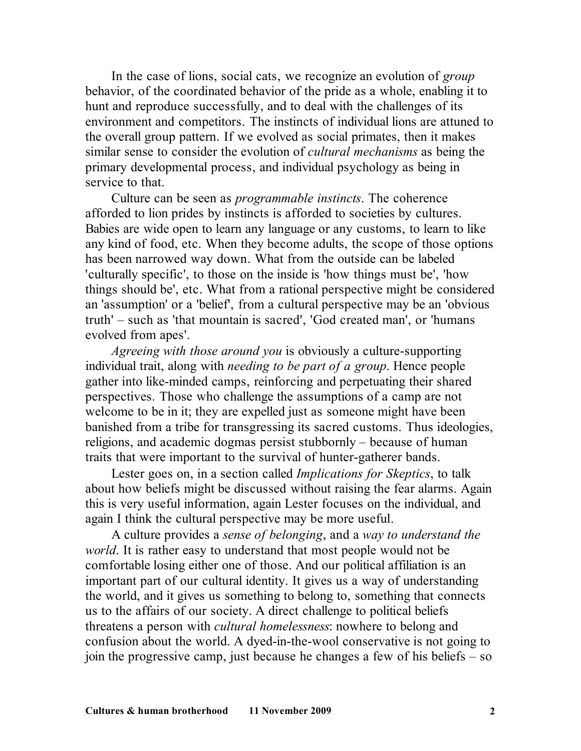In the case of lions, social cats, we recognize an evolution of *group* behavior, of the coordinated behavior of the pride as a whole, enabling it to hunt and reproduce successfully, and to deal with the challenges of its environment and competitors. The instincts of individual lions are attuned to the overall group pattern. If we evolved as social primates, then it makes similar sense to consider the evolution of *cultural mechanisms* as being the primary developmental process, and individual psychology as being in service to that.

Culture can be seen as *programmable instincts*. The coherence afforded to lion prides by instincts is afforded to societies by cultures. Babies are wide open to learn any language or any customs, to learn to like any kind of food, etc. When they become adults, the scope of those options has been narrowed way down. What from the outside can be labeled 'culturally specific', to those on the inside is 'how things must be', 'how things should be', etc. What from a rational perspective might be considered an 'assumption' or a 'belief', from a cultural perspective may be an 'obvious truth' – such as 'that mountain is sacred', 'God created man', or 'humans evolved from apes'.

*Agreeing with those around you* is obviously a culture-supporting individual trait, along with *needing to be part of a group*. Hence people gather into like-minded camps, reinforcing and perpetuating their shared perspectives. Those who challenge the assumptions of a camp are not welcome to be in it; they are expelled just as someone might have been banished from a tribe for transgressing its sacred customs. Thus ideologies, religions, and academic dogmas persist stubbornly – because of human traits that were important to the survival of hunter-gatherer bands.

Lester goes on, in a section called *Implications for Skeptics*, to talk about how beliefs might be discussed without raising the fear alarms. Again this is very useful information, again Lester focuses on the individual, and again I think the cultural perspective may be more useful.

A culture provides a *sense of belonging*, and a *way to understand the world*. It is rather easy to understand that most people would not be comfortable losing either one of those. And our political affiliation is an important part of our cultural identity. It gives us a way of understanding the world, and it gives us something to belong to, something that connects us to the affairs of our society. A direct challenge to political beliefs threatens a person with *cultural homelessness*: nowhere to belong and confusion about the world. A dyed-in-the-wool conservative is not going to join the progressive camp, just because he changes a few of his beliefs – so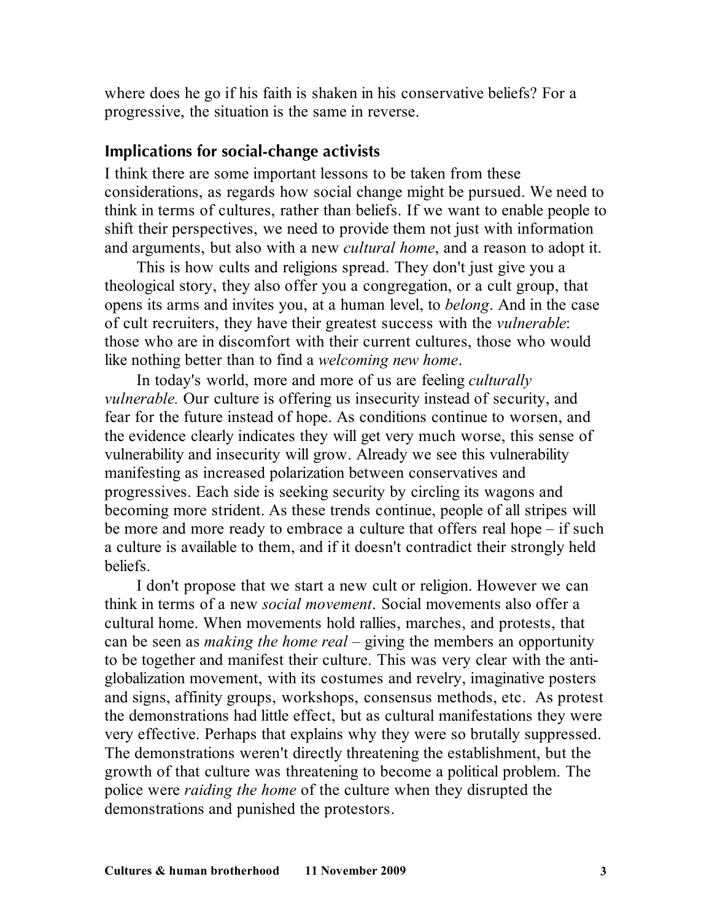where does he go if his faith is shaken in his conservative beliefs? For a progressive, the situation is the same in reverse.

## Implications for social-change activists

I think there are some important lessons to be taken from these considerations, as regards how social change might be pursued. We need to think in terms of cultures, rather than beliefs. If we want to enable people to shift their perspectives, we need to provide them not just with information and arguments, but also with a new *cultural home*, and a reason to adopt it.

This is how cults and religions spread. They don't just give you a theological story, they also offer you a congregation, or a cult group, that opens its arms and invites you, at a human level, to *belong*. And in the case of cult recruiters, they have their greatest success with the *vulnerable*: those who are in discomfort with their current cultures, those who would like nothing better than to find a *welcoming new home*.

In today's world, more and more of us are feeling *culturally vulnerable.* Our culture is offering us insecurity instead of security, and fear for the future instead of hope. As conditions continue to worsen, and the evidence clearly indicates they will get very much worse, this sense of vulnerability and insecurity will grow. Already we see this vulnerability manifesting as increased polarization between conservatives and progressives. Each side is seeking security by circling its wagons and becoming more strident. As these trends continue, people of all stripes will be more and more ready to embrace a culture that offers real hope – if such a culture is available to them, and if it doesn't contradict their strongly held beliefs.

I don't propose that we start a new cult or religion. However we can think in terms of a new *social movement*. Social movements also offer a cultural home. When movements hold rallies, marches, and protests, that can be seen as *making the home real* – giving the members an opportunity to be together and manifest their culture. This was very clear with the anti-globalization movement, with its costumes and revelry, imaginative posters and signs, affinity groups, workshops, consensus methods, etc. As protest the demonstrations had little effect, but as cultural manifestations they were very effective. Perhaps that explains why they were so brutally suppressed. The demonstrations weren't directly threatening the establishment, but the growth of that culture was threatening to become a political problem. The police were *raiding the home* of the culture when they disrupted the demonstrations and punished the protestors.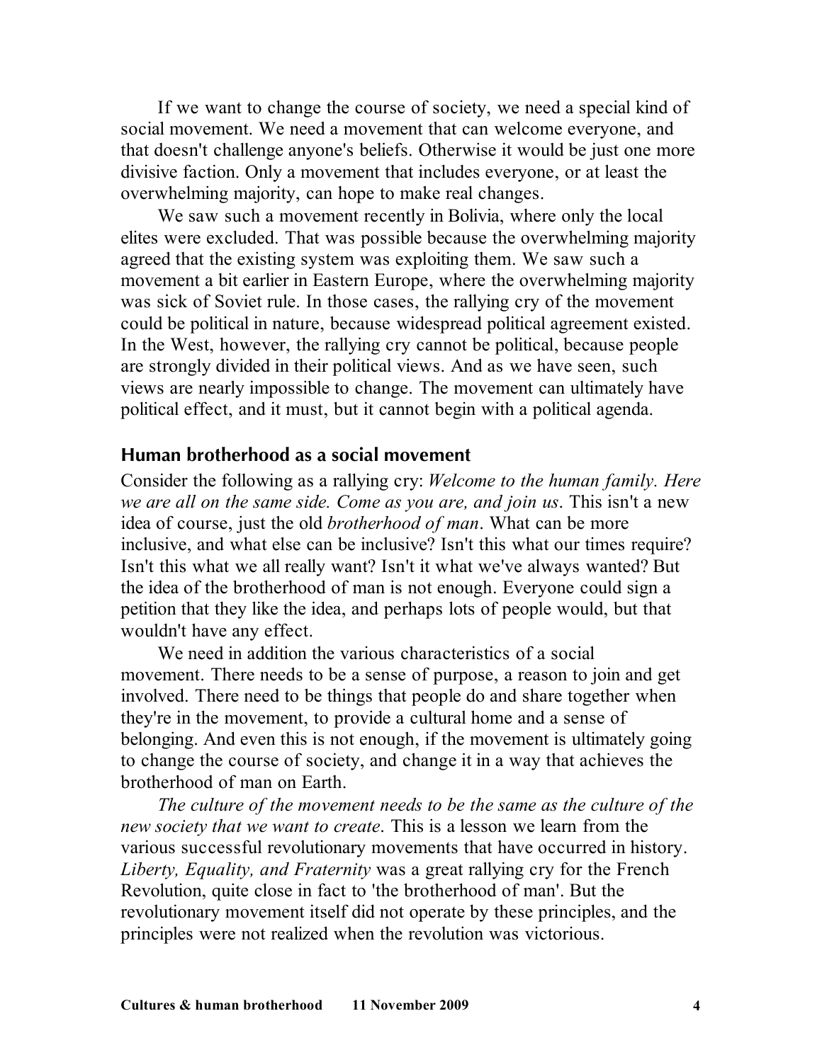If we want to change the course of society, we need a special kind of social movement. We need a movement that can welcome everyone, and that doesn't challenge anyone's beliefs. Otherwise it would be just one more divisive faction. Only a movement that includes everyone, or at least the overwhelming majority, can hope to make real changes.

We saw such a movement recently in Bolivia, where only the local elites were excluded. That was possible because the overwhelming majority agreed that the existing system was exploiting them. We saw such a movement a bit earlier in Eastern Europe, where the overwhelming majority was sick of Soviet rule. In those cases, the rallying cry of the movement could be political in nature, because widespread political agreement existed. In the West, however, the rallying cry cannot be political, because people are strongly divided in their political views. And as we have seen, such views are nearly impossible to change. The movement can ultimately have political effect, and it must, but it cannot begin with a political agenda.

## Human brotherhood as a social movement

Consider the following as a rallying cry: *Welcome to the human family. Here we are all on the same side. Come as you are, and join us*. This isn't a new idea of course, just the old *brotherhood of man*. What can be more inclusive, and what else can be inclusive? Isn't this what our times require? Isn't this what we all really want? Isn't it what we've always wanted? But the idea of the brotherhood of man is not enough. Everyone could sign a petition that they like the idea, and perhaps lots of people would, but that wouldn't have any effect.

We need in addition the various characteristics of a social movement. There needs to be a sense of purpose, a reason to join and get involved. There need to be things that people do and share together when they're in the movement, to provide a cultural home and a sense of belonging. And even this is not enough, if the movement is ultimately going to change the course of society, and change it in a way that achieves the brotherhood of man on Earth.

*The culture of the movement needs to be the same as the culture of the new society that we want to create*. This is a lesson we learn from the various successful revolutionary movements that have occurred in history. *Liberty, Equality, and Fraternity* was a great rallying cry for the French Revolution, quite close in fact to 'the brotherhood of man'. But the revolutionary movement itself did not operate by these principles, and the principles were not realized when the revolution was victorious.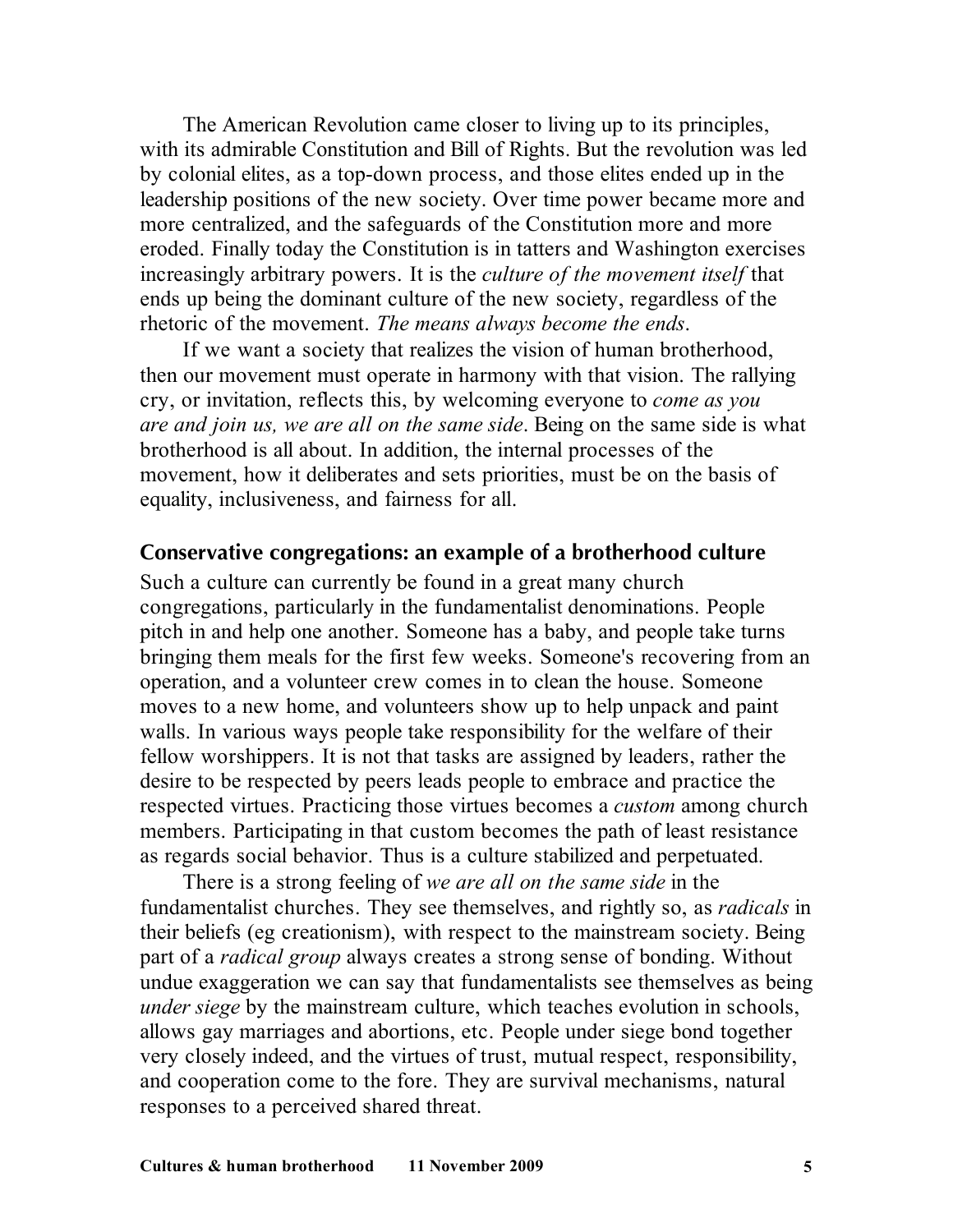The American Revolution came closer to living up to its principles, with its admirable Constitution and Bill of Rights. But the revolution was led by colonial elites, as a top-down process, and those elites ended up in the leadership positions of the new society. Over time power became more and more centralized, and the safeguards of the Constitution more and more eroded. Finally today the Constitution is in tatters and Washington exercises increasingly arbitrary powers. It is the *culture of the movement itself* that ends up being the dominant culture of the new society, regardless of the rhetoric of the movement. *The means always become the ends*.

If we want a society that realizes the vision of human brotherhood, then our movement must operate in harmony with that vision. The rallying cry, or invitation, reflects this, by welcoming everyone to *come as you are and join us, we are all on the same side*. Being on the same side is what brotherhood is all about. In addition, the internal processes of the movement, how it deliberates and sets priorities, must be on the basis of equality, inclusiveness, and fairness for all.

## Conservative congregations: an example of a brotherhood culture

Such a culture can currently be found in a great many church congregations, particularly in the fundamentalist denominations. People pitch in and help one another. Someone has a baby, and people take turns bringing them meals for the first few weeks. Someone's recovering from an operation, and a volunteer crew comes in to clean the house. Someone moves to a new home, and volunteers show up to help unpack and paint walls. In various ways people take responsibility for the welfare of their fellow worshippers. It is not that tasks are assigned by leaders, rather the desire to be respected by peers leads people to embrace and practice the respected virtues. Practicing those virtues becomes a *custom* among church members. Participating in that custom becomes the path of least resistance as regards social behavior. Thus is a culture stabilized and perpetuated.

There is a strong feeling of *we are all on the same side* in the fundamentalist churches. They see themselves, and rightly so, as *radicals* in their beliefs (eg creationism), with respect to the mainstream society. Being part of a *radical group* always creates a strong sense of bonding. Without undue exaggeration we can say that fundamentalists see themselves as being *under siege* by the mainstream culture, which teaches evolution in schools, allows gay marriages and abortions, etc. People under siege bond together very closely indeed, and the virtues of trust, mutual respect, responsibility, and cooperation come to the fore. They are survival mechanisms, natural responses to a perceived shared threat.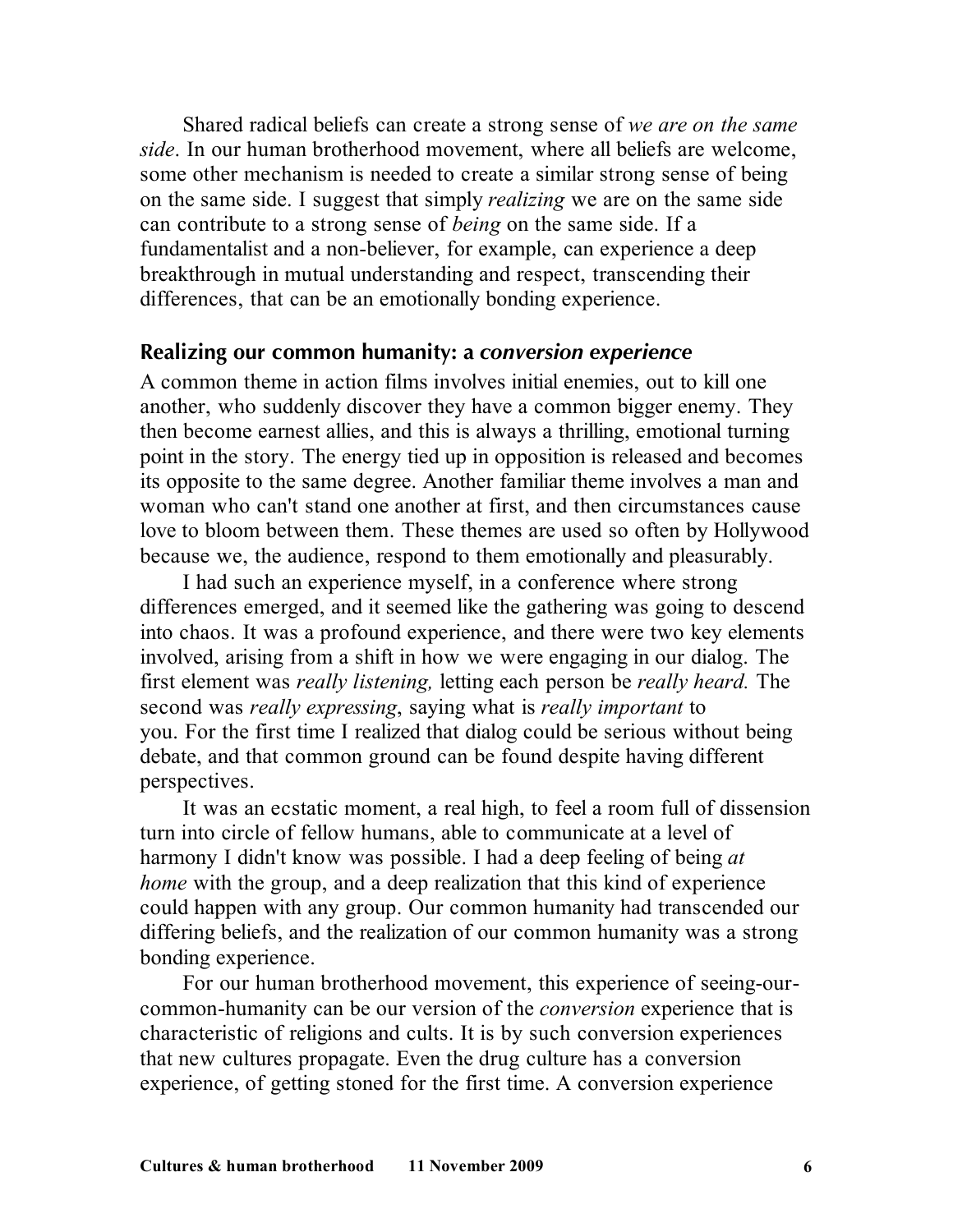Shared radical beliefs can create a strong sense of *we are on the same side*. In our human brotherhood movement, where all beliefs are welcome, some other mechanism is needed to create a similar strong sense of being on the same side. I suggest that simply *realizing* we are on the same side can contribute to a strong sense of *being* on the same side. If a fundamentalist and a non-believer, for example, can experience a deep breakthrough in mutual understanding and respect, transcending their differences, that can be an emotionally bonding experience.

### Realizing our common humanity: a *conversion experience*

A common theme in action films involves initial enemies, out to kill one another, who suddenly discover they have a common bigger enemy. They then become earnest allies, and this is always a thrilling, emotional turning point in the story. The energy tied up in opposition is released and becomes its opposite to the same degree. Another familiar theme involves a man and woman who can't stand one another at first, and then circumstances cause love to bloom between them. These themes are used so often by Hollywood because we, the audience, respond to them emotionally and pleasurably.

I had such an experience myself, in a conference where strong differences emerged, and it seemed like the gathering was going to descend into chaos. It was a profound experience, and there were two key elements involved, arising from a shift in how we were engaging in our dialog. The first element was *really listening,* letting each person be *really heard.* The second was *really expressing*, saying what is *really important* to you. For the first time I realized that dialog could be serious without being debate, and that common ground can be found despite having different perspectives.

It was an ecstatic moment, a real high, to feel a room full of dissension turn into circle of fellow humans, able to communicate at a level of harmony I didn't know was possible. I had a deep feeling of being *at home* with the group, and a deep realization that this kind of experience could happen with any group. Our common humanity had transcended our differing beliefs, and the realization of our common humanity was a strong bonding experience.

For our human brotherhood movement, this experience of seeing-our-common-humanity can be our version of the *conversion* experience that is characteristic of religions and cults. It is by such conversion experiences that new cultures propagate. Even the drug culture has a conversion experience, of getting stoned for the first time. A conversion experience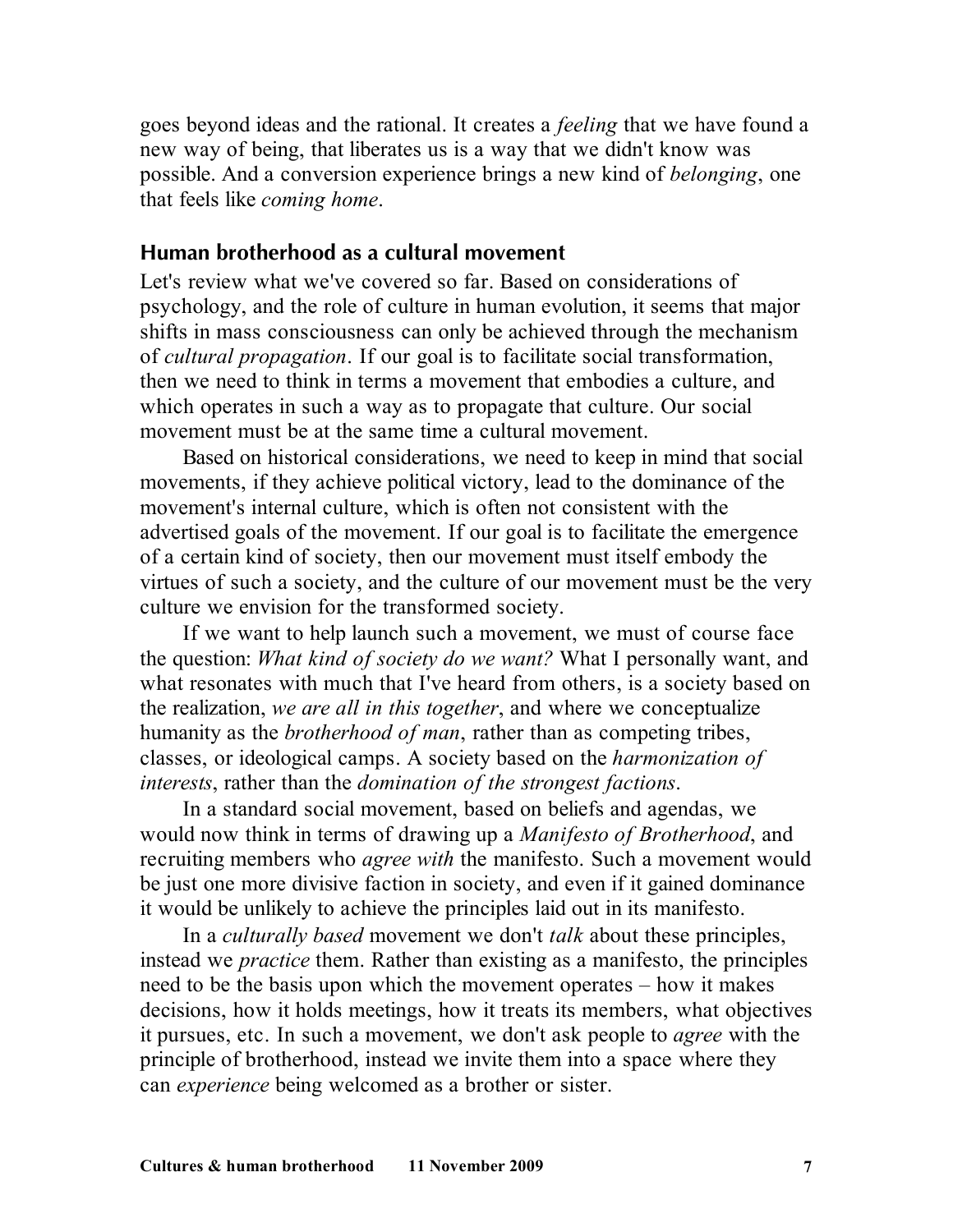goes beyond ideas and the rational. It creates a *feeling* that we have found a new way of being, that liberates us is a way that we didn't know was possible. And a conversion experience brings a new kind of *belonging*, one that feels like *coming home*.

### Human brotherhood as a cultural movement

Let's review what we've covered so far. Based on considerations of psychology, and the role of culture in human evolution, it seems that major shifts in mass consciousness can only be achieved through the mechanism of *cultural propagation*. If our goal is to facilitate social transformation, then we need to think in terms a movement that embodies a culture, and which operates in such a way as to propagate that culture. Our social movement must be at the same time a cultural movement.

Based on historical considerations, we need to keep in mind that social movements, if they achieve political victory, lead to the dominance of the movement's internal culture, which is often not consistent with the advertised goals of the movement. If our goal is to facilitate the emergence of a certain kind of society, then our movement must itself embody the virtues of such a society, and the culture of our movement must be the very culture we envision for the transformed society.

If we want to help launch such a movement, we must of course face the question: *What kind of society do we want?* What I personally want, and what resonates with much that I've heard from others, is a society based on the realization, *we are all in this together*, and where we conceptualize humanity as the *brotherhood of man*, rather than as competing tribes, classes, or ideological camps. A society based on the *harmonization of interests*, rather than the *domination of the strongest factions*.

In a standard social movement, based on beliefs and agendas, we would now think in terms of drawing up a *Manifesto of Brotherhood*, and recruiting members who *agree with* the manifesto. Such a movement would be just one more divisive faction in society, and even if it gained dominance it would be unlikely to achieve the principles laid out in its manifesto.

In a *culturally based* movement we don't *talk* about these principles, instead we *practice* them. Rather than existing as a manifesto, the principles need to be the basis upon which the movement operates – how it makes decisions, how it holds meetings, how it treats its members, what objectives it pursues, etc. In such a movement, we don't ask people to *agree* with the principle of brotherhood, instead we invite them into a space where they can *experience* being welcomed as a brother or sister.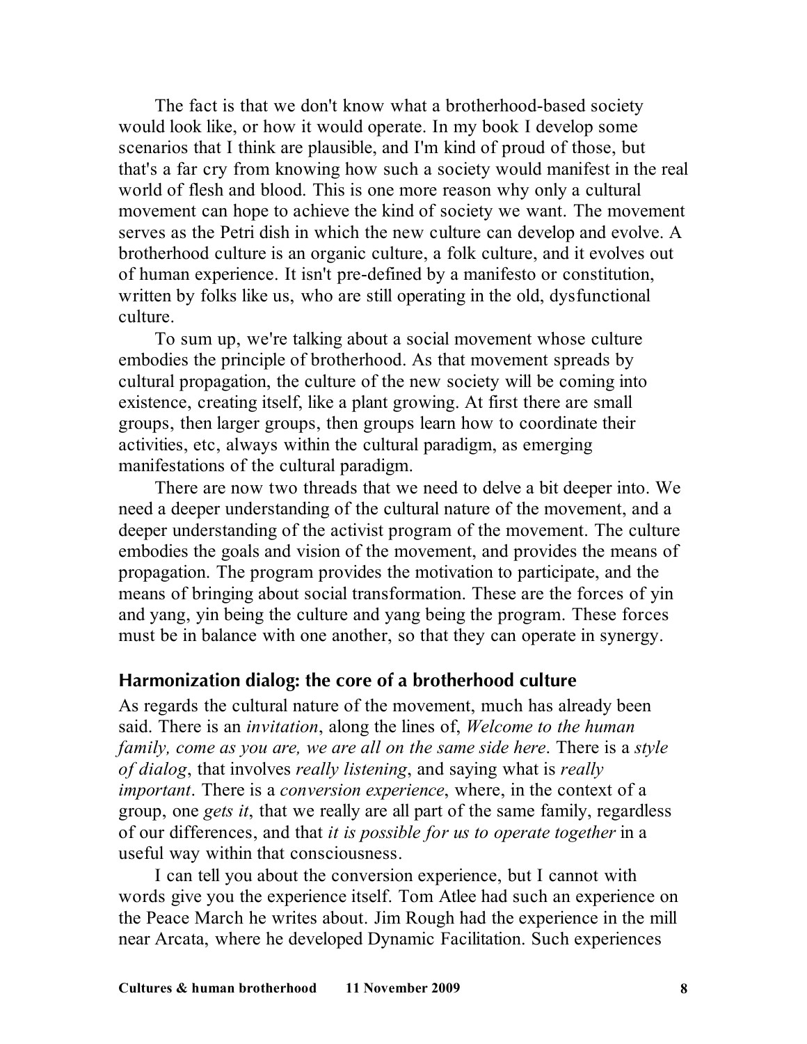The fact is that we don't know what a brotherhood-based society would look like, or how it would operate. In my book I develop some scenarios that I think are plausible, and I'm kind of proud of those, but that's a far cry from knowing how such a society would manifest in the real world of flesh and blood. This is one more reason why only a cultural movement can hope to achieve the kind of society we want. The movement serves as the Petri dish in which the new culture can develop and evolve. A brotherhood culture is an organic culture, a folk culture, and it evolves out of human experience. It isn't pre-defined by a manifesto or constitution, written by folks like us, who are still operating in the old, dysfunctional culture.

To sum up, we're talking about a social movement whose culture embodies the principle of brotherhood. As that movement spreads by cultural propagation, the culture of the new society will be coming into existence, creating itself, like a plant growing. At first there are small groups, then larger groups, then groups learn how to coordinate their activities, etc, always within the cultural paradigm, as emerging manifestations of the cultural paradigm.

There are now two threads that we need to delve a bit deeper into. We need a deeper understanding of the cultural nature of the movement, and a deeper understanding of the activist program of the movement. The culture embodies the goals and vision of the movement, and provides the means of propagation. The program provides the motivation to participate, and the means of bringing about social transformation. These are the forces of yin and yang, yin being the culture and yang being the program. These forces must be in balance with one another, so that they can operate in synergy.

## Harmonization dialog: the core of a brotherhood culture

As regards the cultural nature of the movement, much has already been said. There is an *invitation*, along the lines of, *Welcome to the human family, come as you are, we are all on the same side here*. There is a *style of dialog*, that involves *really listening*, and saying what is *really important*. There is a *conversion experience*, where, in the context of a group, one *gets it*, that we really are all part of the same family, regardless of our differences, and that *it is possible for us to operate together* in a useful way within that consciousness.

I can tell you about the conversion experience, but I cannot with words give you the experience itself. Tom Atlee had such an experience on the Peace March he writes about. Jim Rough had the experience in the mill near Arcata, where he developed Dynamic Facilitation. Such experiences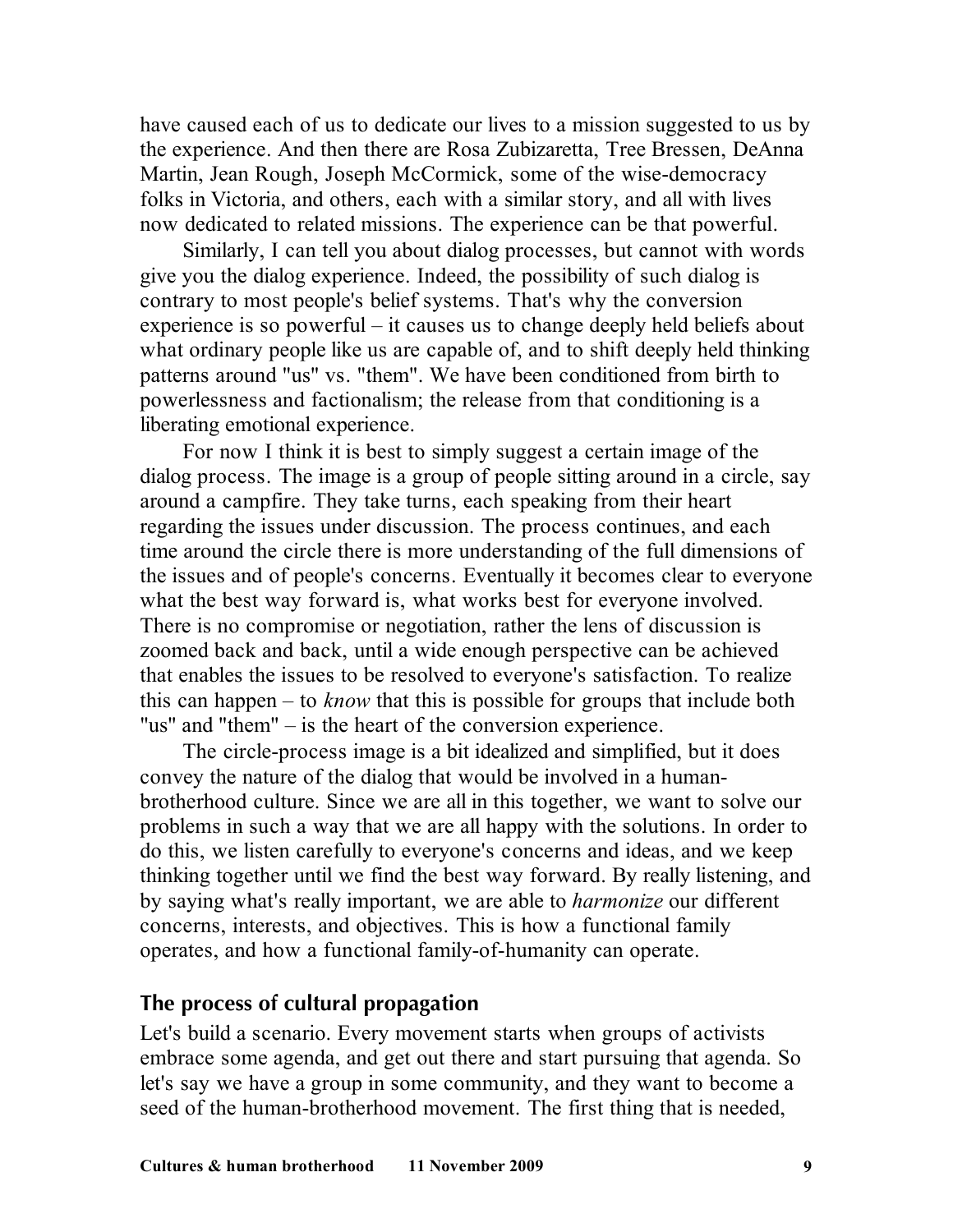have caused each of us to dedicate our lives to a mission suggested to us by the experience. And then there are Rosa Zubizaretta, Tree Bressen, DeAnna Martin, Jean Rough, Joseph McCormick, some of the wise-democracy folks in Victoria, and others, each with a similar story, and all with lives now dedicated to related missions. The experience can be that powerful.

Similarly, I can tell you about dialog processes, but cannot with words give you the dialog experience. Indeed, the possibility of such dialog is contrary to most people's belief systems. That's why the conversion experience is so powerful – it causes us to change deeply held beliefs about what ordinary people like us are capable of, and to shift deeply held thinking patterns around "us" vs. "them". We have been conditioned from birth to powerlessness and factionalism; the release from that conditioning is a liberating emotional experience.

For now I think it is best to simply suggest a certain image of the dialog process. The image is a group of people sitting around in a circle, say around a campfire. They take turns, each speaking from their heart regarding the issues under discussion. The process continues, and each time around the circle there is more understanding of the full dimensions of the issues and of people's concerns. Eventually it becomes clear to everyone what the best way forward is, what works best for everyone involved. There is no compromise or negotiation, rather the lens of discussion is zoomed back and back, until a wide enough perspective can be achieved that enables the issues to be resolved to everyone's satisfaction. To realize this can happen – to *know* that this is possible for groups that include both "us" and "them" – is the heart of the conversion experience.

The circle-process image is a bit idealized and simplified, but it does convey the nature of the dialog that would be involved in a human-brotherhood culture. Since we are all in this together, we want to solve our problems in such a way that we are all happy with the solutions. In order to do this, we listen carefully to everyone's concerns and ideas, and we keep thinking together until we find the best way forward. By really listening, and by saying what's really important, we are able to *harmonize* our different concerns, interests, and objectives. This is how a functional family operates, and how a functional family-of-humanity can operate.

## The process of cultural propagation

Let's build a scenario. Every movement starts when groups of activists embrace some agenda, and get out there and start pursuing that agenda. So let's say we have a group in some community, and they want to become a seed of the human-brotherhood movement. The first thing that is needed,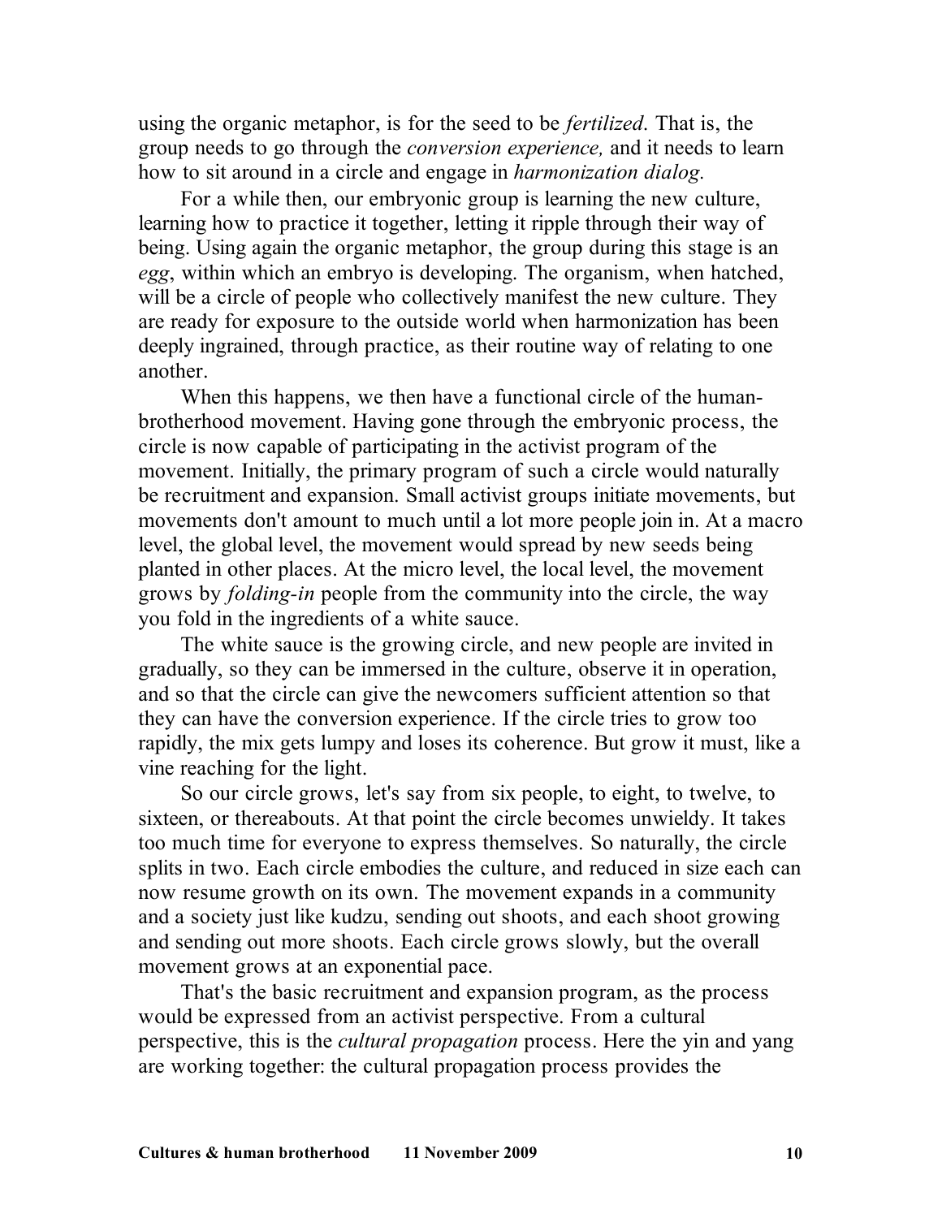using the organic metaphor, is for the seed to be *fertilized*. That is, the group needs to go through the *conversion experience,* and it needs to learn how to sit around in a circle and engage in *harmonization dialog.*

For a while then, our embryonic group is learning the new culture, learning how to practice it together, letting it ripple through their way of being. Using again the organic metaphor, the group during this stage is an *egg*, within which an embryo is developing. The organism, when hatched, will be a circle of people who collectively manifest the new culture. They are ready for exposure to the outside world when harmonization has been deeply ingrained, through practice, as their routine way of relating to one another.

When this happens, we then have a functional circle of the human-brotherhood movement. Having gone through the embryonic process, the circle is now capable of participating in the activist program of the movement. Initially, the primary program of such a circle would naturally be recruitment and expansion. Small activist groups initiate movements, but movements don't amount to much until a lot more people join in. At a macro level, the global level, the movement would spread by new seeds being planted in other places. At the micro level, the local level, the movement grows by *folding-in* people from the community into the circle, the way you fold in the ingredients of a white sauce.

The white sauce is the growing circle, and new people are invited in gradually, so they can be immersed in the culture, observe it in operation, and so that the circle can give the newcomers sufficient attention so that they can have the conversion experience. If the circle tries to grow too rapidly, the mix gets lumpy and loses its coherence. But grow it must, like a vine reaching for the light.

So our circle grows, let's say from six people, to eight, to twelve, to sixteen, or thereabouts. At that point the circle becomes unwieldy. It takes too much time for everyone to express themselves. So naturally, the circle splits in two. Each circle embodies the culture, and reduced in size each can now resume growth on its own. The movement expands in a community and a society just like kudzu, sending out shoots, and each shoot growing and sending out more shoots. Each circle grows slowly, but the overall movement grows at an exponential pace.

That's the basic recruitment and expansion program, as the process would be expressed from an activist perspective. From a cultural perspective, this is the *cultural propagation* process. Here the yin and yang are working together: the cultural propagation process provides the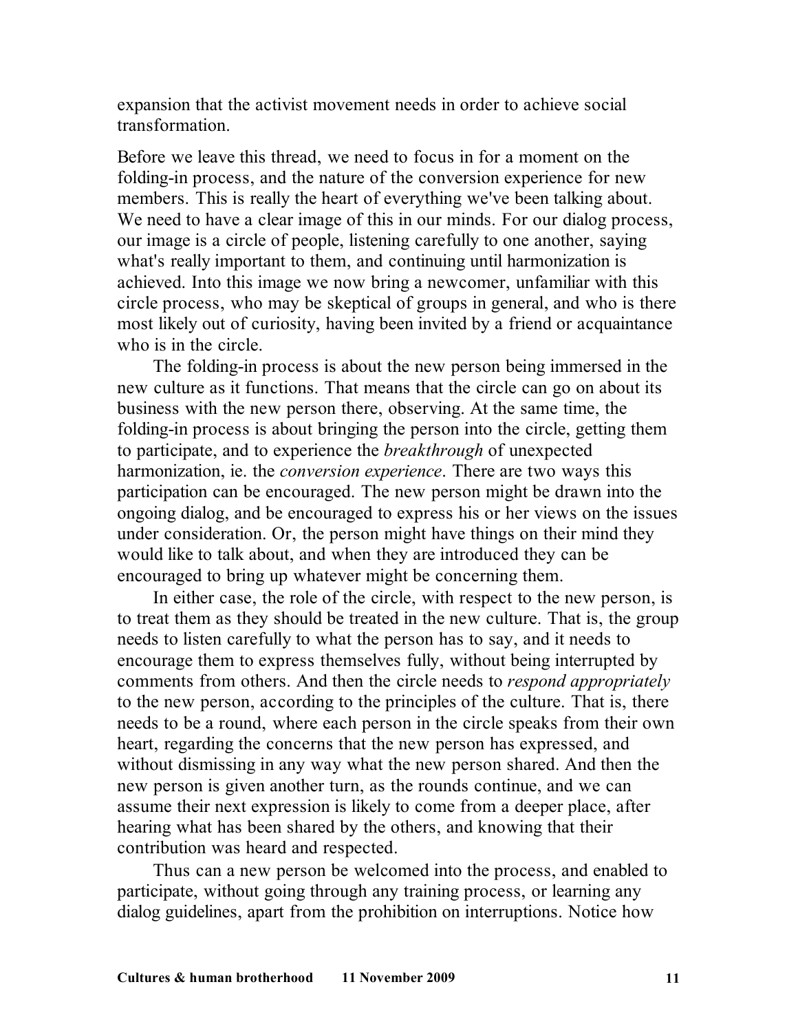expansion that the activist movement needs in order to achieve social transformation.

Before we leave this thread, we need to focus in for a moment on the folding-in process, and the nature of the conversion experience for new members. This is really the heart of everything we've been talking about. We need to have a clear image of this in our minds. For our dialog process, our image is a circle of people, listening carefully to one another, saying what's really important to them, and continuing until harmonization is achieved. Into this image we now bring a newcomer, unfamiliar with this circle process, who may be skeptical of groups in general, and who is there most likely out of curiosity, having been invited by a friend or acquaintance who is in the circle.

The folding-in process is about the new person being immersed in the new culture as it functions. That means that the circle can go on about its business with the new person there, observing. At the same time, the folding-in process is about bringing the person into the circle, getting them to participate, and to experience the *breakthrough* of unexpected harmonization, ie. the *conversion experience*. There are two ways this participation can be encouraged. The new person might be drawn into the ongoing dialog, and be encouraged to express his or her views on the issues under consideration. Or, the person might have things on their mind they would like to talk about, and when they are introduced they can be encouraged to bring up whatever might be concerning them.

In either case, the role of the circle, with respect to the new person, is to treat them as they should be treated in the new culture. That is, the group needs to listen carefully to what the person has to say, and it needs to encourage them to express themselves fully, without being interrupted by comments from others. And then the circle needs to *respond appropriately* to the new person, according to the principles of the culture. That is, there needs to be a round, where each person in the circle speaks from their own heart, regarding the concerns that the new person has expressed, and without dismissing in any way what the new person shared. And then the new person is given another turn, as the rounds continue, and we can assume their next expression is likely to come from a deeper place, after hearing what has been shared by the others, and knowing that their contribution was heard and respected.

Thus can a new person be welcomed into the process, and enabled to participate, without going through any training process, or learning any dialog guidelines, apart from the prohibition on interruptions. Notice how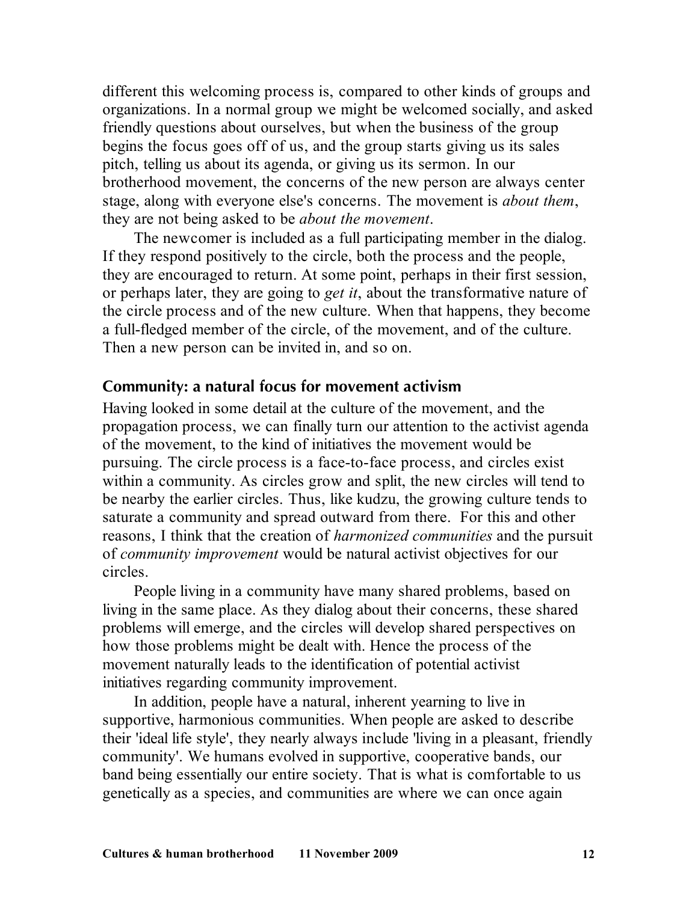different this welcoming process is, compared to other kinds of groups and organizations. In a normal group we might be welcomed socially, and asked friendly questions about ourselves, but when the business of the group begins the focus goes off of us, and the group starts giving us its sales pitch, telling us about its agenda, or giving us its sermon. In our brotherhood movement, the concerns of the new person are always center stage, along with everyone else's concerns. The movement is *about them*, they are not being asked to be *about the movement*.

The newcomer is included as a full participating member in the dialog. If they respond positively to the circle, both the process and the people, they are encouraged to return. At some point, perhaps in their first session, or perhaps later, they are going to *get it*, about the transformative nature of the circle process and of the new culture. When that happens, they become a full-fledged member of the circle, of the movement, and of the culture. Then a new person can be invited in, and so on.

## Community: a natural focus for movement activism

Having looked in some detail at the culture of the movement, and the propagation process, we can finally turn our attention to the activist agenda of the movement, to the kind of initiatives the movement would be pursuing. The circle process is a face-to-face process, and circles exist within a community. As circles grow and split, the new circles will tend to be nearby the earlier circles. Thus, like kudzu, the growing culture tends to saturate a community and spread outward from there. For this and other reasons, I think that the creation of *harmonized communities* and the pursuit of *community improvement* would be natural activist objectives for our circles.

People living in a community have many shared problems, based on living in the same place. As they dialog about their concerns, these shared problems will emerge, and the circles will develop shared perspectives on how those problems might be dealt with. Hence the process of the movement naturally leads to the identification of potential activist initiatives regarding community improvement.

In addition, people have a natural, inherent yearning to live in supportive, harmonious communities. When people are asked to describe their 'ideal life style', they nearly always include 'living in a pleasant, friendly community'. We humans evolved in supportive, cooperative bands, our band being essentially our entire society. That is what is comfortable to us genetically as a species, and communities are where we can once again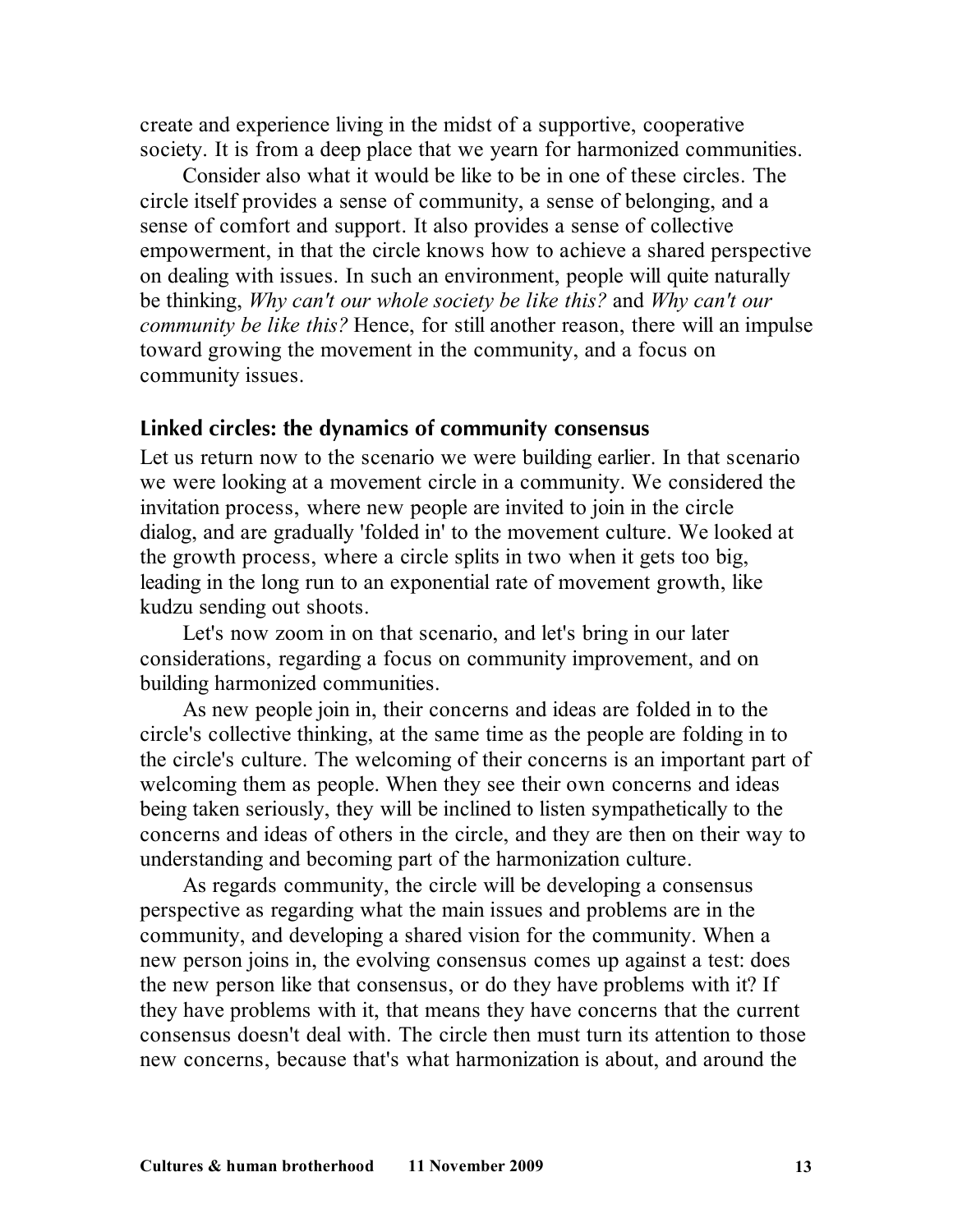create and experience living in the midst of a supportive, cooperative society. It is from a deep place that we yearn for harmonized communities.

Consider also what it would be like to be in one of these circles. The circle itself provides a sense of community, a sense of belonging, and a sense of comfort and support. It also provides a sense of collective empowerment, in that the circle knows how to achieve a shared perspective on dealing with issues. In such an environment, people will quite naturally be thinking, *Why can't our whole society be like this?* and *Why can't our community be like this?* Hence, for still another reason, there will an impulse toward growing the movement in the community, and a focus on community issues.

### Linked circles: the dynamics of community consensus

Let us return now to the scenario we were building earlier. In that scenario we were looking at a movement circle in a community. We considered the invitation process, where new people are invited to join in the circle dialog, and are gradually 'folded in' to the movement culture. We looked at the growth process, where a circle splits in two when it gets too big, leading in the long run to an exponential rate of movement growth, like kudzu sending out shoots.

Let's now zoom in on that scenario, and let's bring in our later considerations, regarding a focus on community improvement, and on building harmonized communities.

As new people join in, their concerns and ideas are folded in to the circle's collective thinking, at the same time as the people are folding in to the circle's culture. The welcoming of their concerns is an important part of welcoming them as people. When they see their own concerns and ideas being taken seriously, they will be inclined to listen sympathetically to the concerns and ideas of others in the circle, and they are then on their way to understanding and becoming part of the harmonization culture.

As regards community, the circle will be developing a consensus perspective as regarding what the main issues and problems are in the community, and developing a shared vision for the community. When a new person joins in, the evolving consensus comes up against a test: does the new person like that consensus, or do they have problems with it? If they have problems with it, that means they have concerns that the current consensus doesn't deal with. The circle then must turn its attention to those new concerns, because that's what harmonization is about, and around the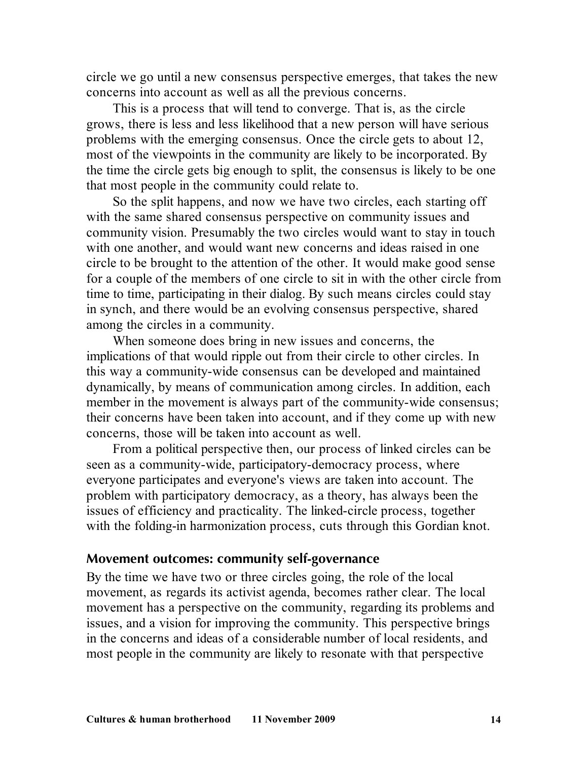circle we go until a new consensus perspective emerges, that takes the new concerns into account as well as all the previous concerns.

This is a process that will tend to converge. That is, as the circle grows, there is less and less likelihood that a new person will have serious problems with the emerging consensus. Once the circle gets to about 12, most of the viewpoints in the community are likely to be incorporated. By the time the circle gets big enough to split, the consensus is likely to be one that most people in the community could relate to.

So the split happens, and now we have two circles, each starting off with the same shared consensus perspective on community issues and community vision. Presumably the two circles would want to stay in touch with one another, and would want new concerns and ideas raised in one circle to be brought to the attention of the other. It would make good sense for a couple of the members of one circle to sit in with the other circle from time to time, participating in their dialog. By such means circles could stay in synch, and there would be an evolving consensus perspective, shared among the circles in a community.

When someone does bring in new issues and concerns, the implications of that would ripple out from their circle to other circles. In this way a community-wide consensus can be developed and maintained dynamically, by means of communication among circles. In addition, each member in the movement is always part of the community-wide consensus; their concerns have been taken into account, and if they come up with new concerns, those will be taken into account as well.

From a political perspective then, our process of linked circles can be seen as a community-wide, participatory-democracy process, where everyone participates and everyone's views are taken into account. The problem with participatory democracy, as a theory, has always been the issues of efficiency and practicality. The linked-circle process, together with the folding-in harmonization process, cuts through this Gordian knot.

### Movement outcomes: community self-governance

By the time we have two or three circles going, the role of the local movement, as regards its activist agenda, becomes rather clear. The local movement has a perspective on the community, regarding its problems and issues, and a vision for improving the community. This perspective brings in the concerns and ideas of a considerable number of local residents, and most people in the community are likely to resonate with that perspective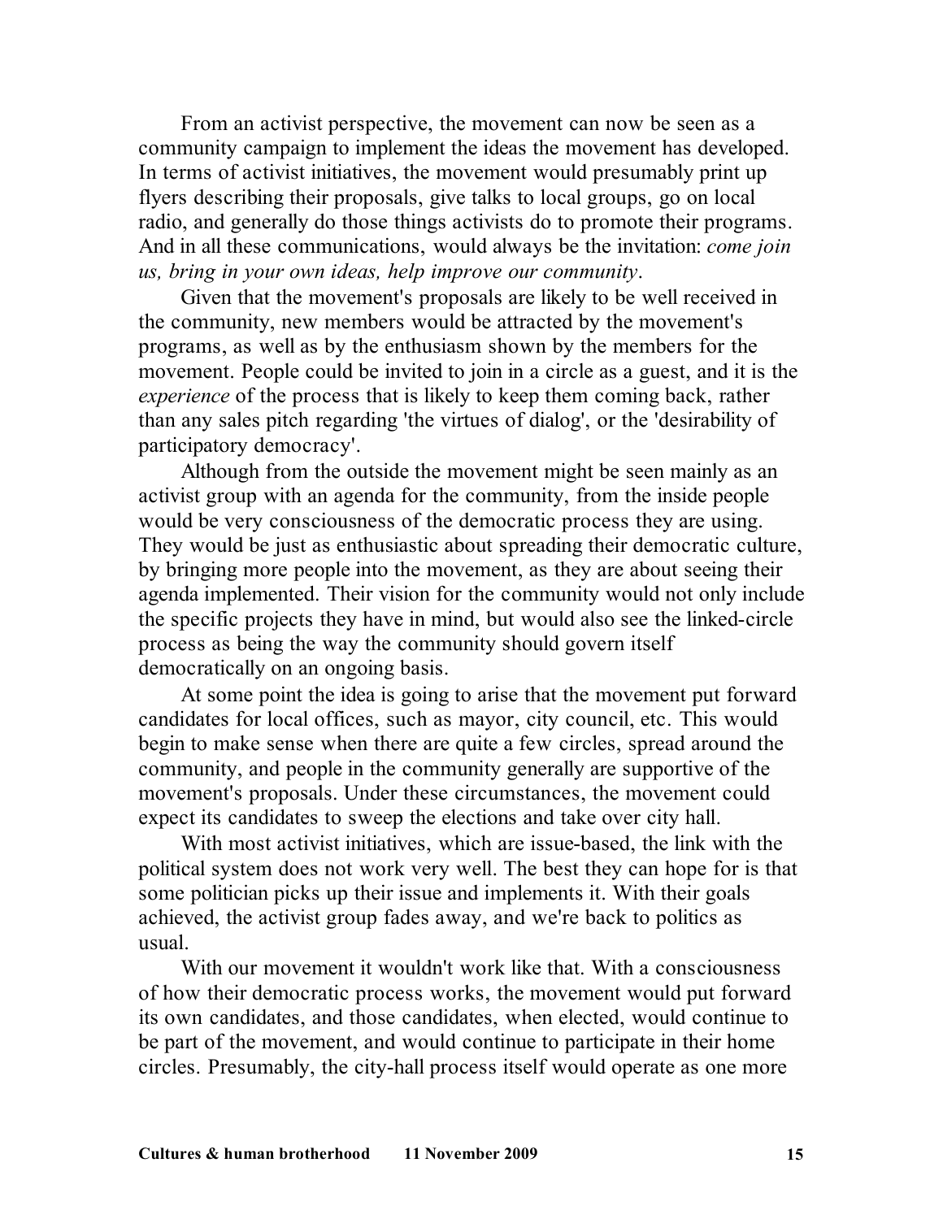From an activist perspective, the movement can now be seen as a community campaign to implement the ideas the movement has developed. In terms of activist initiatives, the movement would presumably print up flyers describing their proposals, give talks to local groups, go on local radio, and generally do those things activists do to promote their programs. And in all these communications, would always be the invitation: *come join us, bring in your own ideas, help improve our community*.

Given that the movement's proposals are likely to be well received in the community, new members would be attracted by the movement's programs, as well as by the enthusiasm shown by the members for the movement. People could be invited to join in a circle as a guest, and it is the *experience* of the process that is likely to keep them coming back, rather than any sales pitch regarding 'the virtues of dialog', or the 'desirability of participatory democracy'.

Although from the outside the movement might be seen mainly as an activist group with an agenda for the community, from the inside people would be very consciousness of the democratic process they are using. They would be just as enthusiastic about spreading their democratic culture, by bringing more people into the movement, as they are about seeing their agenda implemented. Their vision for the community would not only include the specific projects they have in mind, but would also see the linked-circle process as being the way the community should govern itself democratically on an ongoing basis.

At some point the idea is going to arise that the movement put forward candidates for local offices, such as mayor, city council, etc. This would begin to make sense when there are quite a few circles, spread around the community, and people in the community generally are supportive of the movement's proposals. Under these circumstances, the movement could expect its candidates to sweep the elections and take over city hall.

With most activist initiatives, which are issue-based, the link with the political system does not work very well. The best they can hope for is that some politician picks up their issue and implements it. With their goals achieved, the activist group fades away, and we're back to politics as usual.

With our movement it wouldn't work like that. With a consciousness of how their democratic process works, the movement would put forward its own candidates, and those candidates, when elected, would continue to be part of the movement, and would continue to participate in their home circles. Presumably, the city-hall process itself would operate as one more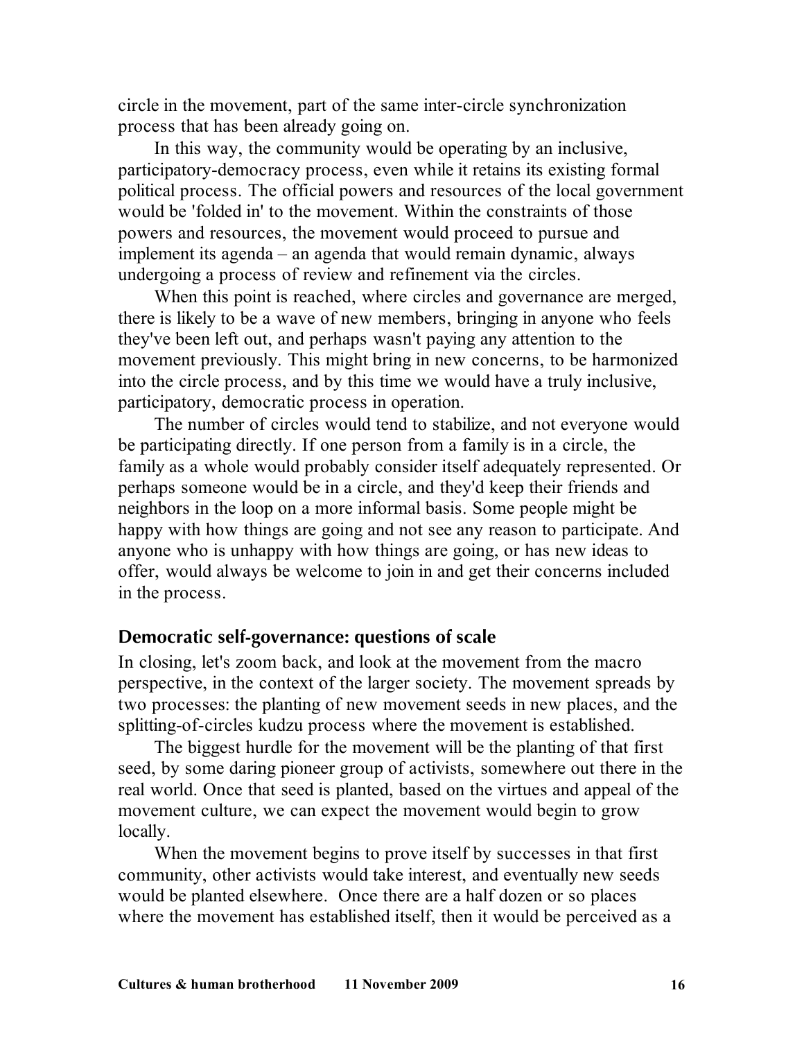circle in the movement, part of the same inter-circle synchronization process that has been already going on.

In this way, the community would be operating by an inclusive, participatory-democracy process, even while it retains its existing formal political process. The official powers and resources of the local government would be 'folded in' to the movement. Within the constraints of those powers and resources, the movement would proceed to pursue and implement its agenda – an agenda that would remain dynamic, always undergoing a process of review and refinement via the circles.

When this point is reached, where circles and governance are merged, there is likely to be a wave of new members, bringing in anyone who feels they've been left out, and perhaps wasn't paying any attention to the movement previously. This might bring in new concerns, to be harmonized into the circle process, and by this time we would have a truly inclusive, participatory, democratic process in operation.

The number of circles would tend to stabilize, and not everyone would be participating directly. If one person from a family is in a circle, the family as a whole would probably consider itself adequately represented. Or perhaps someone would be in a circle, and they'd keep their friends and neighbors in the loop on a more informal basis. Some people might be happy with how things are going and not see any reason to participate. And anyone who is unhappy with how things are going, or has new ideas to offer, would always be welcome to join in and get their concerns included in the process.

## Democratic self-governance: questions of scale

In closing, let's zoom back, and look at the movement from the macro perspective, in the context of the larger society. The movement spreads by two processes: the planting of new movement seeds in new places, and the splitting-of-circles kudzu process where the movement is established.

The biggest hurdle for the movement will be the planting of that first seed, by some daring pioneer group of activists, somewhere out there in the real world. Once that seed is planted, based on the virtues and appeal of the movement culture, we can expect the movement would begin to grow locally.

When the movement begins to prove itself by successes in that first community, other activists would take interest, and eventually new seeds would be planted elsewhere. Once there are a half dozen or so places where the movement has established itself, then it would be perceived as a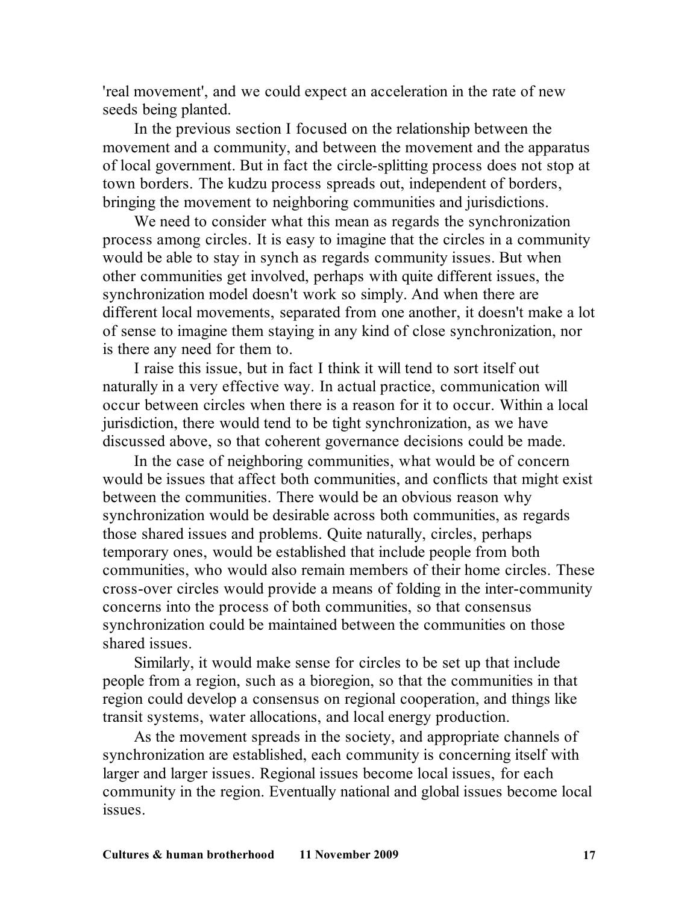'real movement', and we could expect an acceleration in the rate of new seeds being planted.

In the previous section I focused on the relationship between the movement and a community, and between the movement and the apparatus of local government. But in fact the circle-splitting process does not stop at town borders. The kudzu process spreads out, independent of borders, bringing the movement to neighboring communities and jurisdictions.

We need to consider what this mean as regards the synchronization process among circles. It is easy to imagine that the circles in a community would be able to stay in synch as regards community issues. But when other communities get involved, perhaps with quite different issues, the synchronization model doesn't work so simply. And when there are different local movements, separated from one another, it doesn't make a lot of sense to imagine them staying in any kind of close synchronization, nor is there any need for them to.

I raise this issue, but in fact I think it will tend to sort itself out naturally in a very effective way. In actual practice, communication will occur between circles when there is a reason for it to occur. Within a local jurisdiction, there would tend to be tight synchronization, as we have discussed above, so that coherent governance decisions could be made.

In the case of neighboring communities, what would be of concern would be issues that affect both communities, and conflicts that might exist between the communities. There would be an obvious reason why synchronization would be desirable across both communities, as regards those shared issues and problems. Quite naturally, circles, perhaps temporary ones, would be established that include people from both communities, who would also remain members of their home circles. These cross-over circles would provide a means of folding in the inter-community concerns into the process of both communities, so that consensus synchronization could be maintained between the communities on those shared issues.

Similarly, it would make sense for circles to be set up that include people from a region, such as a bioregion, so that the communities in that region could develop a consensus on regional cooperation, and things like transit systems, water allocations, and local energy production.

As the movement spreads in the society, and appropriate channels of synchronization are established, each community is concerning itself with larger and larger issues. Regional issues become local issues, for each community in the region. Eventually national and global issues become local issues.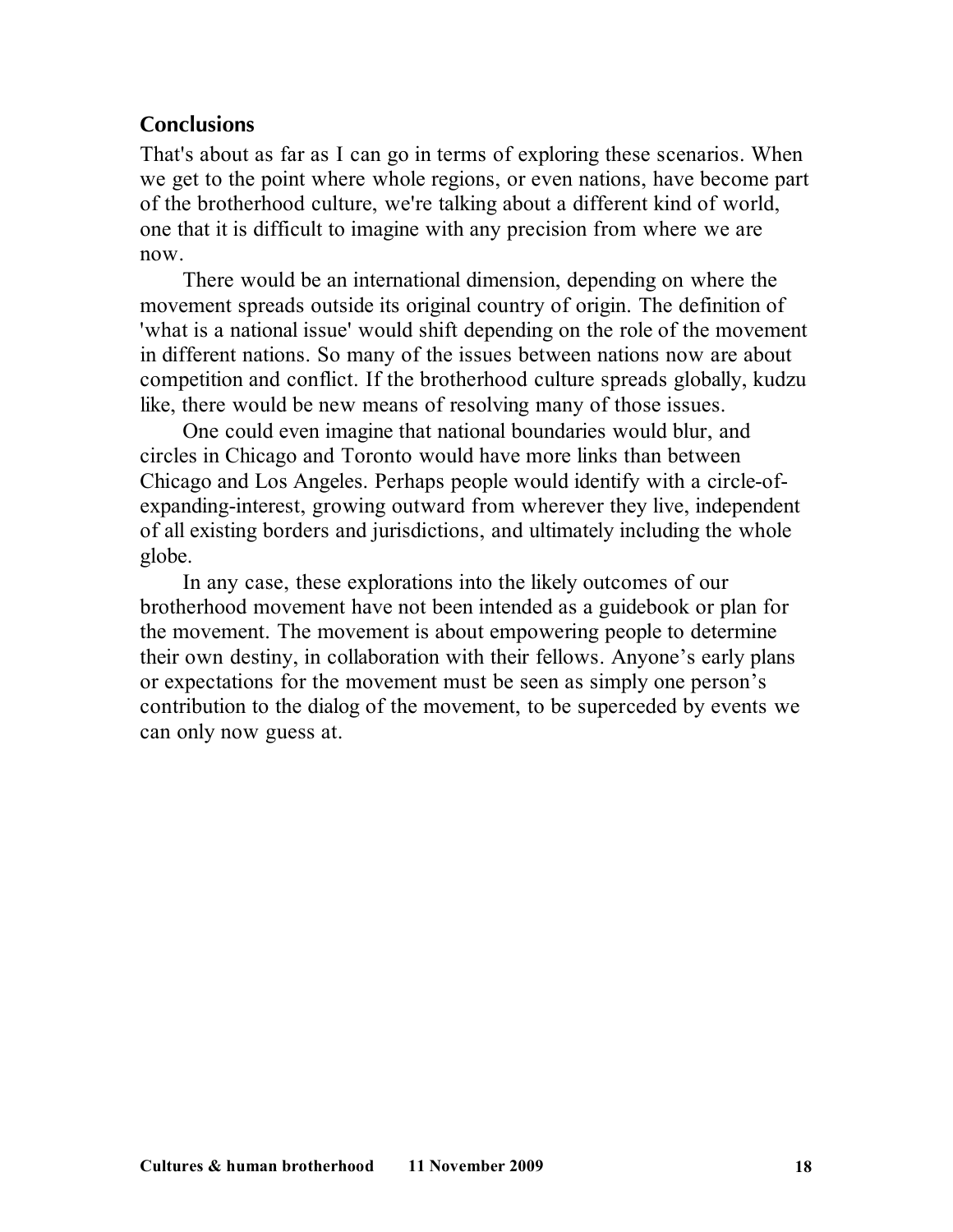## Conclusions

That's about as far as I can go in terms of exploring these scenarios. When we get to the point where whole regions, or even nations, have become part of the brotherhood culture, we're talking about a different kind of world, one that it is difficult to imagine with any precision from where we are now.

There would be an international dimension, depending on where the movement spreads outside its original country of origin. The definition of 'what is a national issue' would shift depending on the role of the movement in different nations. So many of the issues between nations now are about competition and conflict. If the brotherhood culture spreads globally, kudzu like, there would be new means of resolving many of those issues.

One could even imagine that national boundaries would blur, and circles in Chicago and Toronto would have more links than between Chicago and Los Angeles. Perhaps people would identify with a circle-of-expanding-interest, growing outward from wherever they live, independent of all existing borders and jurisdictions, and ultimately including the whole globe.

In any case, these explorations into the likely outcomes of our brotherhood movement have not been intended as a guidebook or plan for the movement. The movement is about empowering people to determine their own destiny, in collaboration with their fellows. Anyone's early plans or expectations for the movement must be seen as simply one person's contribution to the dialog of the movement, to be superceded by events we can only now guess at.